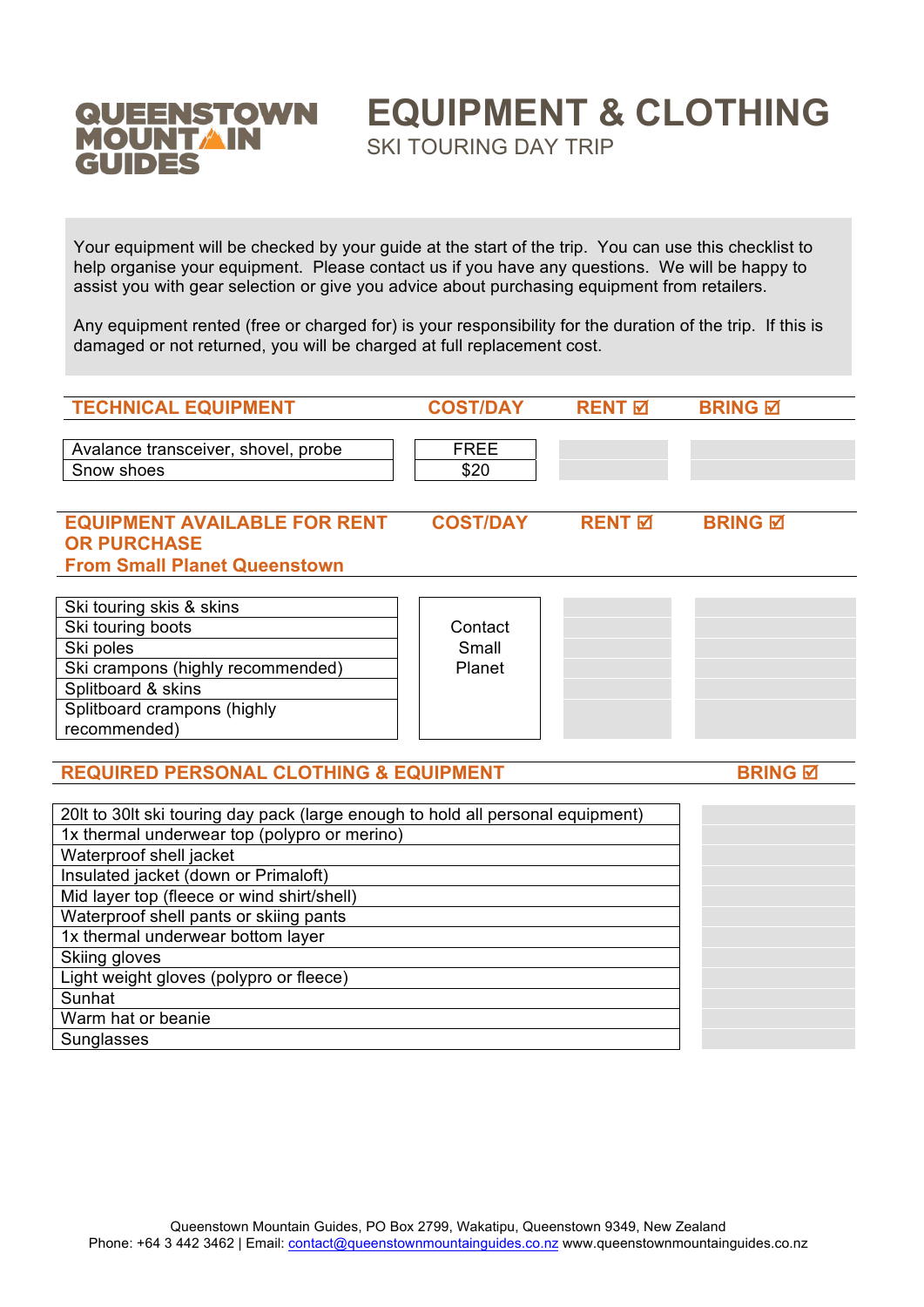QUEENSTOWN MOUNTAIN GUIDES

# EQUIPMENT & CLOTHING

## SKI TOURING DAY TRIP

Your equipment will be checked by your guide at the start of the trip. You can use this checklist to help organise your equipment. Please contact us if you have any questions. We will be happy to assist you with gear selection or give you advice about purchasing equipment from retailers.

Any equipment rented (free or charged for) is your responsibility for the duration of the trip. If this is damaged or not returned, you will be charged at full replacement cost.

| TECHNICAL EQUIPMENT | COST/DAY | RENT ☑ | BRING ☑ |
|---|---|---|---|
| Avalance transceiver, shovel, probe | FREE | | |
| Snow shoes | $20 | | |

| EQUIPMENT AVAILABLE FOR RENT OR PURCHASE From Small Planet Queenstown | COST/DAY | RENT ☑ | BRING ☑ |
|---|---|---|---|
| Ski touring skis & skins | Contact Small Planet | | |
| Ski touring boots | | | |
| Ski poles | | | |
| Ski crampons (highly recommended) | | | |
| Splitboard & skins | | | |
| Splitboard crampons (highly recommended) | | | |

| REQUIRED PERSONAL CLOTHING & EQUIPMENT | BRING ☑ |
|---|---|
| 20lt to 30lt ski touring day pack (large enough to hold all personal equipment) | |
| 1x thermal underwear top (polypro or merino) | |
| Waterproof shell jacket | |
| Insulated jacket (down or Primaloft) | |
| Mid layer top (fleece or wind shirt/shell) | |
| Waterproof shell pants or skiing pants | |
| 1x thermal underwear bottom layer | |
| Skiing gloves | |
| Light weight gloves (polypro or fleece) | |
| Sunhat | |
| Warm hat or beanie | |
| Sunglasses | |

Queenstown Mountain Guides, PO Box 2799, Wakatipu, Queenstown 9349, New Zealand
Phone: +64 3 442 3462 | Email: contact@queenstownmountainguides.co.nz www.queenstownmountainguides.co.nz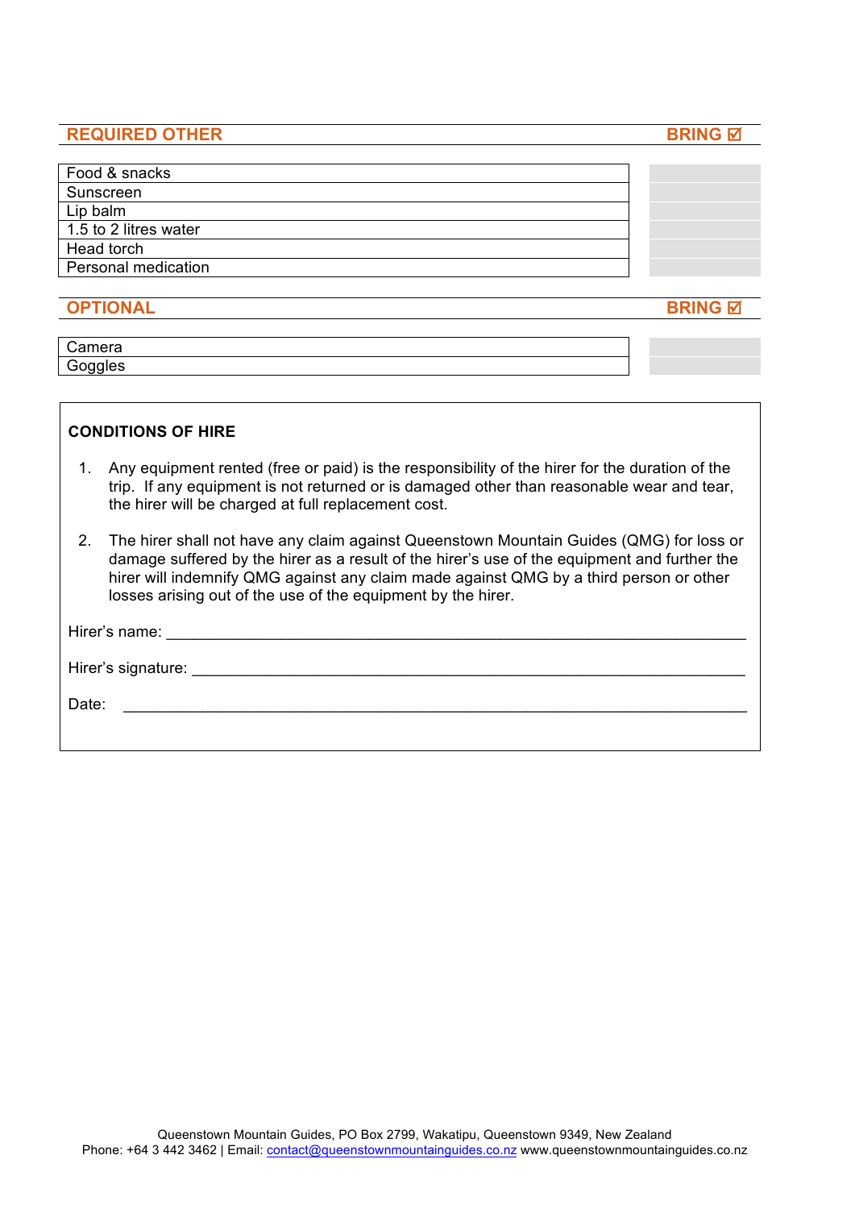| REQUIRED OTHER | BRING ☑ |
|---|---|
| Food & snacks | |
| Sunscreen | |
| Lip balm | |
| 1.5 to 2 litres water | |
| Head torch | |
| Personal medication | |

| OPTIONAL | BRING ☑ |
|---|---|
| Camera | |
| Goggles | |

**CONDITIONS OF HIRE**

1. Any equipment rented (free or paid) is the responsibility of the hirer for the duration of the trip. If any equipment is not returned or is damaged other than reasonable wear and tear, the hirer will be charged at full replacement cost.

2. The hirer shall not have any claim against Queenstown Mountain Guides (QMG) for loss or damage suffered by the hirer as a result of the hirer's use of the equipment and further the hirer will indemnify QMG against any claim made against QMG by a third person or other losses arising out of the use of the equipment by the hirer.

Hirer's name: ______________________________________________________________

Hirer's signature: ___________________________________________________________

Date: ___________________________________________________________________

Queenstown Mountain Guides, PO Box 2799, Wakatipu, Queenstown 9349, New Zealand
Phone: +64 3 442 3462 | Email: contact@queenstownmountainguides.co.nz www.queenstownmountainguides.co.nz